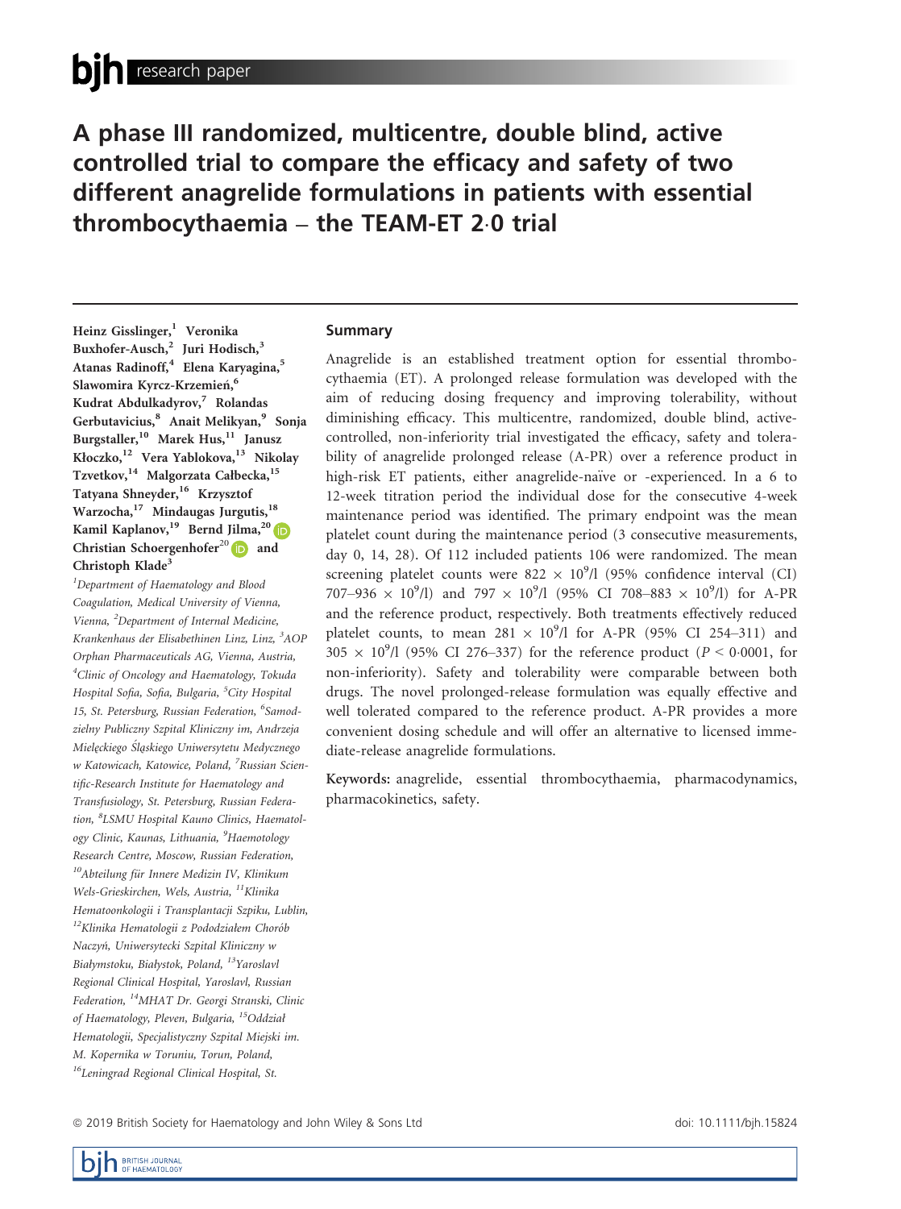# A phase III randomized, multicentre, double blind, active controlled trial to compare the efficacy and safety of two different anagrelide formulations in patients with essential thrombocythaemia – the TEAM-ET 2·0 trial

Heinz Gisslinger,[1] Veronika Buxhofer-Ausch,[2] Juri Hodisch,[3] Atanas Radinoff,[4] Elena Karyagina,[5] Slawomira Kyrcz-Krzemień,[6] Kudrat Abdulkadyrov,[7] Rolandas Gerbutavicius,[8] Anait Melikyan,[9] Sonja Burgstaller,[10] Marek Hus,[11] Janusz Kłoczko,[12] Vera Yablokova,[13] Nikolay Tzvetkov,[14] Malgorzata Całbecka,[15] Tatyana Shneyder,[16] Krzysztof Warzocha,[17] Mindaugas Jurgutis,[18] Kamil Kaplanov,[19] Bernd Jilma,[20] Christian Schoergenhofer[20] and Christoph Klade[3]

[1]Department of Haematology and Blood Coagulation, Medical University of Vienna, Vienna, [2]Department of Internal Medicine, Krankenhaus der Elisabethinen Linz, Linz, [3]AOP Orphan Pharmaceuticals AG, Vienna, Austria, [4]Clinic of Oncology and Haematology, Tokuda Hospital Sofia, Sofia, Bulgaria, [5]City Hospital 15, St. Petersburg, Russian Federation, [6]Samodzielny Publiczny Szpital Kliniczny im, Andrzeja Mielęckiego Śląskiego Uniwersytetu Medycznego w Katowicach, Katowice, Poland, [7]Russian Scientific-Research Institute for Haematology and Transfusiology, St. Petersburg, Russian Federation, [8]LSMU Hospital Kauno Clinics, Haematology Clinic, Kaunas, Lithuania, [9]Haemotology Research Centre, Moscow, Russian Federation, [10]Abteilung für Innere Medizin IV, Klinikum Wels-Grieskirchen, Wels, Austria, [11]Klinika Hematoonkologii i Transplantacji Szpiku, Lublin, [12]Klinika Hematologii z Pododdziałem Chorób Naczyń, Uniwersytecki Szpital Kliniczny w Białymstoku, Białystok, Poland, [13]Yaroslavl Regional Clinical Hospital, Yaroslavl, Russian Federation, [14]MHAT Dr. Georgi Stranski, Clinic of Haematology, Pleven, Bulgaria, [15]Oddział Hematologii, Specjalistyczny Szpital Miejski im. M. Kopernika w Toruniu, Torun, Poland, [16]Leningrad Regional Clinical Hospital, St.

## Summary

Anagrelide is an established treatment option for essential thrombocythaemia (ET). A prolonged release formulation was developed with the aim of reducing dosing frequency and improving tolerability, without diminishing efficacy. This multicentre, randomized, double blind, active-controlled, non-inferiority trial investigated the efficacy, safety and tolerability of anagrelide prolonged release (A-PR) over a reference product in high-risk ET patients, either anagrelide-naïve or -experienced. In a 6 to 12-week titration period the individual dose for the consecutive 4-week maintenance period was identified. The primary endpoint was the mean platelet count during the maintenance period (3 consecutive measurements, day 0, 14, 28). Of 112 included patients 106 were randomized. The mean screening platelet counts were $822 \times 10^9$/l (95% confidence interval (CI) 707–936 $\times 10^9$/l) and $797 \times 10^9$/l (95% CI 708–883 $\times 10^9$/l) for A-PR and the reference product, respectively. Both treatments effectively reduced platelet counts, to mean $281 \times 10^9$/l for A-PR (95% CI 254–311) and $305 \times 10^9$/l (95% CI 276–337) for the reference product ($P < 0{\cdot}0001$, for non-inferiority). Safety and tolerability were comparable between both drugs. The novel prolonged-release formulation was equally effective and well tolerated compared to the reference product. A-PR provides a more convenient dosing schedule and will offer an alternative to licensed immediate-release anagrelide formulations.

**Keywords:** anagrelide, essential thrombocythaemia, pharmacodynamics, pharmacokinetics, safety.

© 2019 British Society for Haematology and John Wiley & Sons Ltd doi: 10.1111/bjh.15824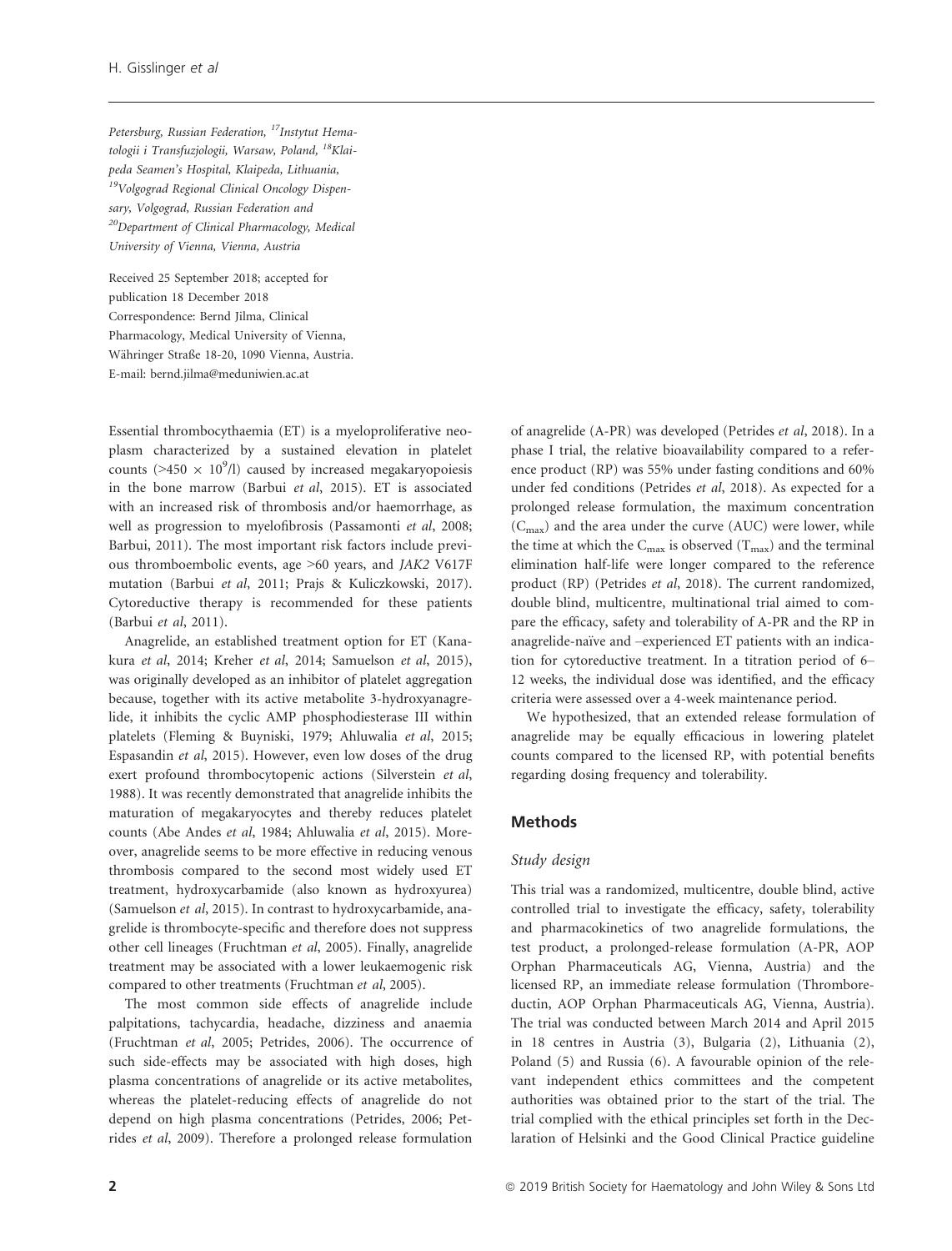Petersburg, Russian Federation, [17]Instytut Hematologii i Transfuzjologii, Warsaw, Poland, [18]Klaipeda Seamen's Hospital, Klaipeda, Lithuania, [19]Volgograd Regional Clinical Oncology Dispensary, Volgograd, Russian Federation and [20]Department of Clinical Pharmacology, Medical University of Vienna, Vienna, Austria

Received 25 September 2018; accepted for publication 18 December 2018
Correspondence: Bernd Jilma, Clinical Pharmacology, Medical University of Vienna, Währinger Straße 18-20, 1090 Vienna, Austria.
E-mail: bernd.jilma@meduniwien.ac.at

Essential thrombocythaemia (ET) is a myeloproliferative neoplasm characterized by a sustained elevation in platelet counts (>450 × $10^9$/l) caused by increased megakaryopoiesis in the bone marrow (Barbui *et al*, 2015). ET is associated with an increased risk of thrombosis and/or haemorrhage, as well as progression to myelofibrosis (Passamonti *et al*, 2008; Barbui, 2011). The most important risk factors include previous thromboembolic events, age >60 years, and *JAK2* V617F mutation (Barbui *et al*, 2011; Prajs & Kuliczkowski, 2017). Cytoreductive therapy is recommended for these patients (Barbui *et al*, 2011).

Anagrelide, an established treatment option for ET (Kanakura *et al*, 2014; Kreher *et al*, 2014; Samuelson *et al*, 2015), was originally developed as an inhibitor of platelet aggregation because, together with its active metabolite 3-hydroxyanagrelide, it inhibits the cyclic AMP phosphodiesterase III within platelets (Fleming & Buyniski, 1979; Ahluwalia *et al*, 2015; Espasandin *et al*, 2015). However, even low doses of the drug exert profound thrombocytopenic actions (Silverstein *et al*, 1988). It was recently demonstrated that anagrelide inhibits the maturation of megakaryocytes and thereby reduces platelet counts (Abe Andes *et al*, 1984; Ahluwalia *et al*, 2015). Moreover, anagrelide seems to be more effective in reducing venous thrombosis compared to the second most widely used ET treatment, hydroxycarbamide (also known as hydroxyurea) (Samuelson *et al*, 2015). In contrast to hydroxycarbamide, anagrelide is thrombocyte-specific and therefore does not suppress other cell lineages (Fruchtman *et al*, 2005). Finally, anagrelide treatment may be associated with a lower leukaemogenic risk compared to other treatments (Fruchtman *et al*, 2005).

The most common side effects of anagrelide include palpitations, tachycardia, headache, dizziness and anaemia (Fruchtman *et al*, 2005; Petrides, 2006). The occurrence of such side-effects may be associated with high doses, high plasma concentrations of anagrelide or its active metabolites, whereas the platelet-reducing effects of anagrelide do not depend on high plasma concentrations (Petrides, 2006; Petrides *et al*, 2009). Therefore a prolonged release formulation of anagrelide (A-PR) was developed (Petrides *et al*, 2018). In a phase I trial, the relative bioavailability compared to a reference product (RP) was 55% under fasting conditions and 60% under fed conditions (Petrides *et al*, 2018). As expected for a prolonged release formulation, the maximum concentration ($C_{max}$) and the area under the curve (AUC) were lower, while the time at which the $C_{max}$ is observed ($T_{max}$) and the terminal elimination half-life were longer compared to the reference product (RP) (Petrides *et al*, 2018). The current randomized, double blind, multicentre, multinational trial aimed to compare the efficacy, safety and tolerability of A-PR and the RP in anagrelide-naïve and –experienced ET patients with an indication for cytoreductive treatment. In a titration period of 6–12 weeks, the individual dose was identified, and the efficacy criteria were assessed over a 4-week maintenance period.

We hypothesized, that an extended release formulation of anagrelide may be equally efficacious in lowering platelet counts compared to the licensed RP, with potential benefits regarding dosing frequency and tolerability.

## Methods

### Study design

This trial was a randomized, multicentre, double blind, active controlled trial to investigate the efficacy, safety, tolerability and pharmacokinetics of two anagrelide formulations, the test product, a prolonged-release formulation (A-PR, AOP Orphan Pharmaceuticals AG, Vienna, Austria) and the licensed RP, an immediate release formulation (Thromboreductin, AOP Orphan Pharmaceuticals AG, Vienna, Austria). The trial was conducted between March 2014 and April 2015 in 18 centres in Austria (3), Bulgaria (2), Lithuania (2), Poland (5) and Russia (6). A favourable opinion of the relevant independent ethics committees and the competent authorities was obtained prior to the start of the trial. The trial complied with the ethical principles set forth in the Declaration of Helsinki and the Good Clinical Practice guideline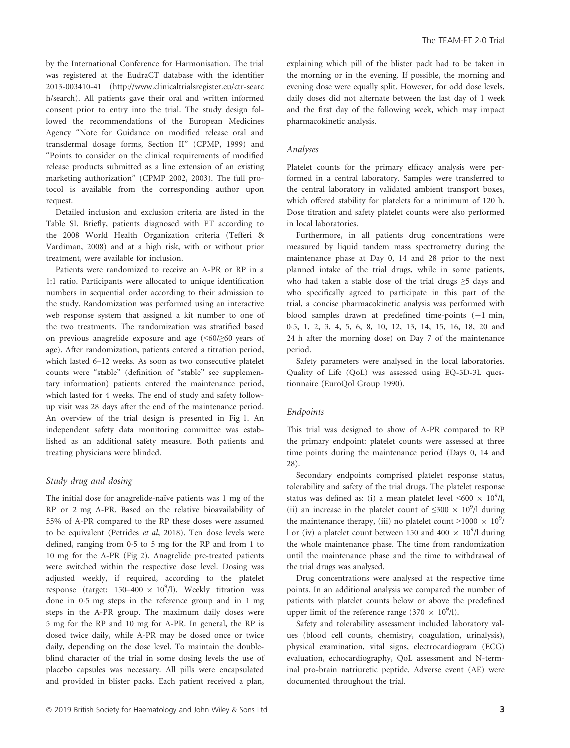by the International Conference for Harmonisation. The trial was registered at the EudraCT database with the identifier 2013-003410-41 (http://www.clinicaltrialsregister.eu/ctr-search/search). All patients gave their oral and written informed consent prior to entry into the trial. The study design followed the recommendations of the European Medicines Agency "Note for Guidance on modified release oral and transdermal dosage forms, Section II" (CPMP, 1999) and "Points to consider on the clinical requirements of modified release products submitted as a line extension of an existing marketing authorization" (CPMP 2002, 2003). The full protocol is available from the corresponding author upon request.

Detailed inclusion and exclusion criteria are listed in the Table SI. Briefly, patients diagnosed with ET according to the 2008 World Health Organization criteria (Tefferi & Vardiman, 2008) and at a high risk, with or without prior treatment, were available for inclusion.

Patients were randomized to receive an A-PR or RP in a 1:1 ratio. Participants were allocated to unique identification numbers in sequential order according to their admission to the study. Randomization was performed using an interactive web response system that assigned a kit number to one of the two treatments. The randomization was stratified based on previous anagrelide exposure and age (<60/≥60 years of age). After randomization, patients entered a titration period, which lasted 6–12 weeks. As soon as two consecutive platelet counts were "stable" (definition of "stable" see supplementary information) patients entered the maintenance period, which lasted for 4 weeks. The end of study and safety follow-up visit was 28 days after the end of the maintenance period. An overview of the trial design is presented in Fig 1. An independent safety data monitoring committee was established as an additional safety measure. Both patients and treating physicians were blinded.

### Study drug and dosing

The initial dose for anagrelide-naïve patients was 1 mg of the RP or 2 mg A-PR. Based on the relative bioavailability of 55% of A-PR compared to the RP these doses were assumed to be equivalent (Petrides *et al*, 2018). Ten dose levels were defined, ranging from 0·5 to 5 mg for the RP and from 1 to 10 mg for the A-PR (Fig 2). Anagrelide pre-treated patients were switched within the respective dose level. Dosing was adjusted weekly, if required, according to the platelet response (target: 150–400 $\times$ 10$^{9}$/l). Weekly titration was done in 0·5 mg steps in the reference group and in 1 mg steps in the A-PR group. The maximum daily doses were 5 mg for the RP and 10 mg for A-PR. In general, the RP is dosed twice daily, while A-PR may be dosed once or twice daily, depending on the dose level. To maintain the double-blind character of the trial in some dosing levels the use of placebo capsules was necessary. All pills were encapsulated and provided in blister packs. Each patient received a plan, explaining which pill of the blister pack had to be taken in the morning or in the evening. If possible, the morning and evening dose were equally split. However, for odd dose levels, daily doses did not alternate between the last day of 1 week and the first day of the following week, which may impact pharmacokinetic analysis.

### Analyses

Platelet counts for the primary efficacy analysis were performed in a central laboratory. Samples were transferred to the central laboratory in validated ambient transport boxes, which offered stability for platelets for a minimum of 120 h. Dose titration and safety platelet counts were also performed in local laboratories.

Furthermore, in all patients drug concentrations were measured by liquid tandem mass spectrometry during the maintenance phase at Day 0, 14 and 28 prior to the next planned intake of the trial drugs, while in some patients, who had taken a stable dose of the trial drugs ≥5 days and who specifically agreed to participate in this part of the trial, a concise pharmacokinetic analysis was performed with blood samples drawn at predefined time-points (−1 min, 0·5, 1, 2, 3, 4, 5, 6, 8, 10, 12, 13, 14, 15, 16, 18, 20 and 24 h after the morning dose) on Day 7 of the maintenance period.

Safety parameters were analysed in the local laboratories. Quality of Life (QoL) was assessed using EQ-5D-3L questionnaire (EuroQol Group 1990).

### Endpoints

This trial was designed to show of A-PR compared to RP the primary endpoint: platelet counts were assessed at three time points during the maintenance period (Days 0, 14 and 28).

Secondary endpoints comprised platelet response status, tolerability and safety of the trial drugs. The platelet response status was defined as: (i) a mean platelet level <600 $\times$ 10$^{9}$/l, (ii) an increase in the platelet count of ≤300 $\times$ 10$^{9}$/l during the maintenance therapy, (iii) no platelet count >1000 $\times$ 10$^{9}$/l or (iv) a platelet count between 150 and 400 $\times$ 10$^{9}$/l during the whole maintenance phase. The time from randomization until the maintenance phase and the time to withdrawal of the trial drugs was analysed.

Drug concentrations were analysed at the respective time points. In an additional analysis we compared the number of patients with platelet counts below or above the predefined upper limit of the reference range (370 $\times$ 10$^{9}$/l).

Safety and tolerability assessment included laboratory values (blood cell counts, chemistry, coagulation, urinalysis), physical examination, vital signs, electrocardiogram (ECG) evaluation, echocardiography, QoL assessment and N-terminal pro-brain natriuretic peptide. Adverse event (AE) were documented throughout the trial.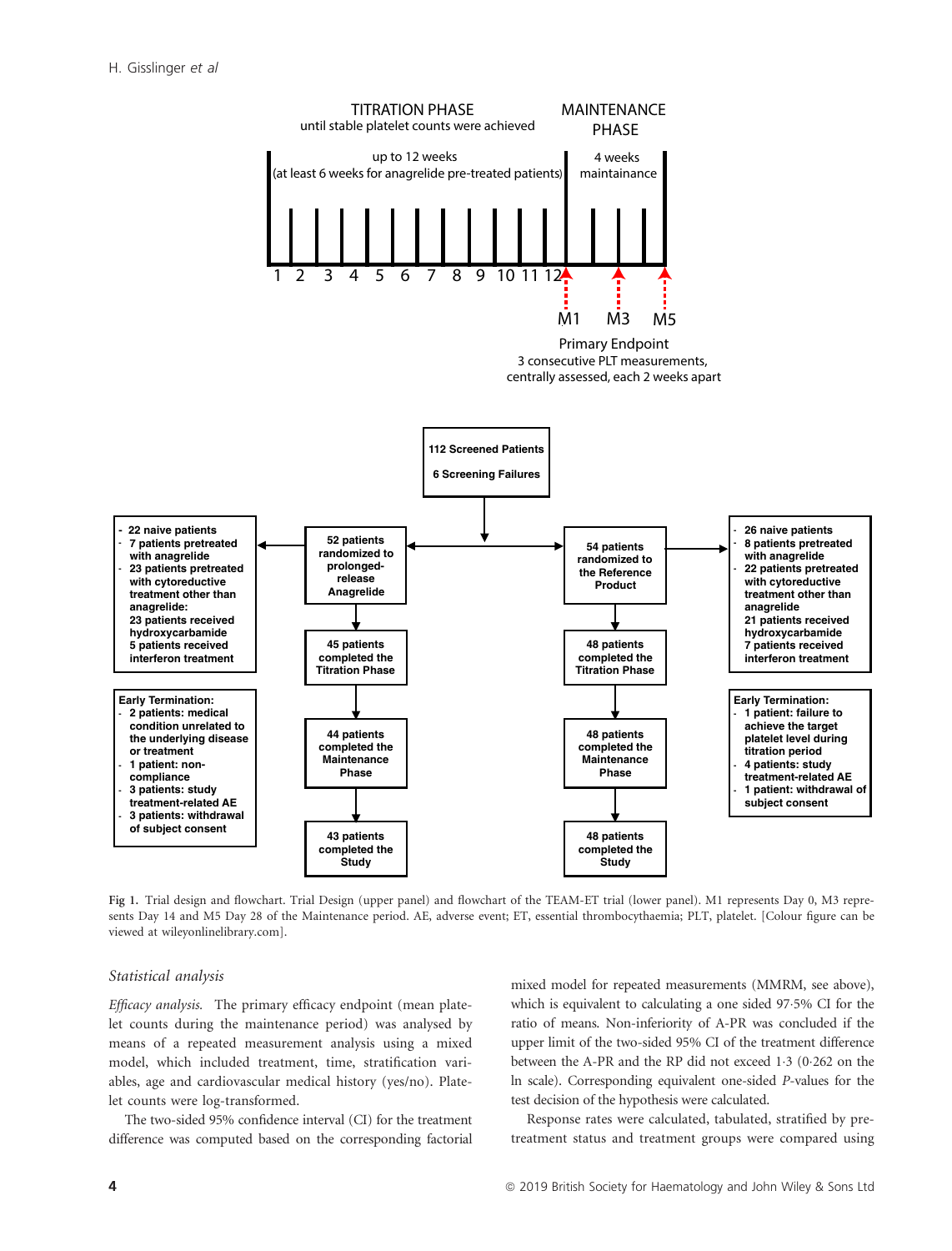TITRATION PHASE
until stable platelet counts were achieved

up to 12 weeks
(at least 6 weeks for anagrelide pre-treated patients)

MAINTENANCE PHASE

4 weeks
maintainance

1 2 3 4 5 6 7 8 9 10 11 12

M1 M3 M5

Primary Endpoint
3 consecutive PLT measurements, centrally assessed, each 2 weeks apart

112 Screened Patients
6 Screening Failures

52 patients randomized to prolonged-release Anagrelide

- 22 naive patients
- 7 patients pretreated with anagrelide
- 23 patients pretreated with cytoreductive treatment other than anagrelide:
  23 patients received hydroxycarbamide
  5 patients received interferon treatment

45 patients completed the Titration Phase

44 patients completed the Maintenance Phase

43 patients completed the Study

Early Termination:
- 2 patients: medical condition unrelated to the underlying disease or treatment
- 1 patient: non-compliance
- 3 patients: study treatment-related AE
- 3 patients: withdrawal of subject consent

54 patients randomized to the Reference Product

- 26 naive patients
- 8 patients pretreated with anagrelide
- 22 patients pretreated with cytoreductive treatment other than anagrelide
  21 patients received hydroxycarbamide
  7 patients received interferon treatment

48 patients completed the Titration Phase

48 patients completed the Maintenance Phase

48 patients completed the Study

Early Termination:
- 1 patient: failure to achieve the target platelet level during titration period
- 4 patients: study treatment-related AE
- 1 patient: withdrawal of subject consent

Fig 1. Trial design and flowchart. Trial Design (upper panel) and flowchart of the TEAM-ET trial (lower panel). M1 represents Day 0, M3 represents Day 14 and M5 Day 28 of the Maintenance period. AE, adverse event; ET, essential thrombocythaemia; PLT, platelet. [Colour figure can be viewed at wileyonlinelibrary.com].

### Statistical analysis

*Efficacy analysis.* The primary efficacy endpoint (mean platelet counts during the maintenance period) was analysed by means of a repeated measurement analysis using a mixed model, which included treatment, time, stratification variables, age and cardiovascular medical history (yes/no). Platelet counts were log-transformed.

The two-sided 95% confidence interval (CI) for the treatment difference was computed based on the corresponding factorial mixed model for repeated measurements (MMRM, see above), which is equivalent to calculating a one sided 97·5% CI for the ratio of means. Non-inferiority of A-PR was concluded if the upper limit of the two-sided 95% CI of the treatment difference between the A-PR and the RP did not exceed 1·3 (0·262 on the ln scale). Corresponding equivalent one-sided *P*-values for the test decision of the hypothesis were calculated.

Response rates were calculated, tabulated, stratified by pretreatment status and treatment groups were compared using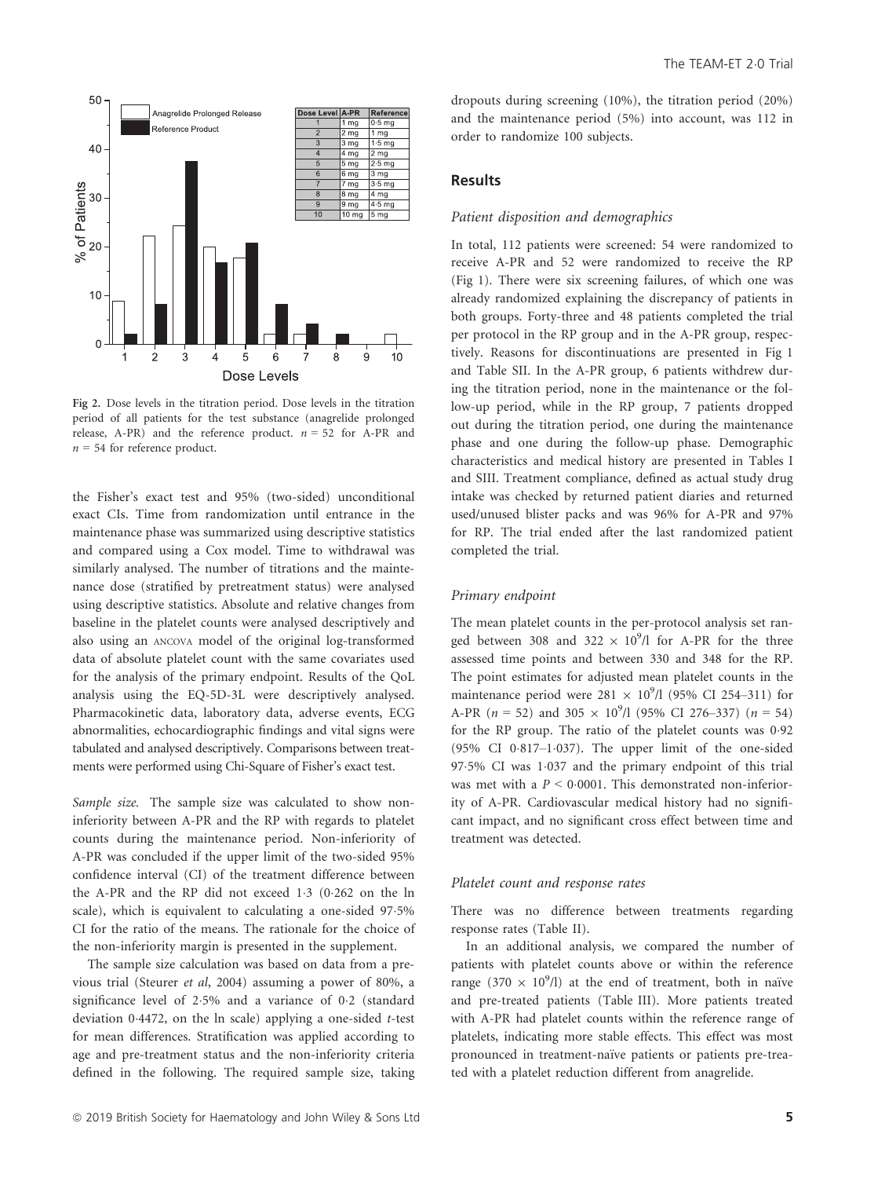Fig 2. Dose levels in the titration period. Dose levels in the titration period of all patients for the test substance (anagrelide prolonged release, A-PR) and the reference product. $n = 52$ for A-PR and $n = 54$ for reference product.

the Fisher's exact test and 95% (two-sided) unconditional exact CIs. Time from randomization until entrance in the maintenance phase was summarized using descriptive statistics and compared using a Cox model. Time to withdrawal was similarly analysed. The number of titrations and the maintenance dose (stratified by pretreatment status) were analysed using descriptive statistics. Absolute and relative changes from baseline in the platelet counts were analysed descriptively and also using an ANCOVA model of the original log-transformed data of absolute platelet count with the same covariates used for the analysis of the primary endpoint. Results of the QoL analysis using the EQ-5D-3L were descriptively analysed. Pharmacokinetic data, laboratory data, adverse events, ECG abnormalities, echocardiographic findings and vital signs were tabulated and analysed descriptively. Comparisons between treatments were performed using Chi-Square of Fisher's exact test.

*Sample size.* The sample size was calculated to show non-inferiority between A-PR and the RP with regards to platelet counts during the maintenance period. Non-inferiority of A-PR was concluded if the upper limit of the two-sided 95% confidence interval (CI) of the treatment difference between the A-PR and the RP did not exceed 1·3 (0·262 on the ln scale), which is equivalent to calculating a one-sided 97·5% CI for the ratio of the means. The rationale for the choice of the non-inferiority margin is presented in the supplement.

The sample size calculation was based on data from a previous trial (Steurer *et al*, 2004) assuming a power of 80%, a significance level of 2·5% and a variance of 0·2 (standard deviation 0·4472, on the ln scale) applying a one-sided *t*-test for mean differences. Stratification was applied according to age and pre-treatment status and the non-inferiority criteria defined in the following. The required sample size, taking dropouts during screening (10%), the titration period (20%) and the maintenance period (5%) into account, was 112 in order to randomize 100 subjects.

## Results

### Patient disposition and demographics

In total, 112 patients were screened: 54 were randomized to receive A-PR and 52 were randomized to receive the RP (Fig 1). There were six screening failures, of which one was already randomized explaining the discrepancy of patients in both groups. Forty-three and 48 patients completed the trial per protocol in the RP group and in the A-PR group, respectively. Reasons for discontinuations are presented in Fig 1 and Table SII. In the A-PR group, 6 patients withdrew during the titration period, none in the maintenance or the follow-up period, while in the RP group, 7 patients dropped out during the titration period, one during the maintenance phase and one during the follow-up phase. Demographic characteristics and medical history are presented in Tables I and SIII. Treatment compliance, defined as actual study drug intake was checked by returned patient diaries and returned used/unused blister packs and was 96% for A-PR and 97% for RP. The trial ended after the last randomized patient completed the trial.

### Primary endpoint

The mean platelet counts in the per-protocol analysis set ranged between 308 and $322 \times 10^9$/l for A-PR for the three assessed time points and between 330 and 348 for the RP. The point estimates for adjusted mean platelet counts in the maintenance period were $281 \times 10^9$/l (95% CI 254–311) for A-PR ($n = 52$) and $305 \times 10^9$/l (95% CI 276–337) ($n = 54$) for the RP group. The ratio of the platelet counts was 0·92 (95% CI 0·817–1·037). The upper limit of the one-sided 97·5% CI was 1·037 and the primary endpoint of this trial was met with a $P < 0·0001$. This demonstrated non-inferiority of A-PR. Cardiovascular medical history had no significant impact, and no significant cross effect between time and treatment was detected.

### Platelet count and response rates

There was no difference between treatments regarding response rates (Table II).

In an additional analysis, we compared the number of patients with platelet counts above or within the reference range ($370 \times 10^9$/l) at the end of treatment, both in naïve and pre-treated patients (Table III). More patients treated with A-PR had platelet counts within the reference range of platelets, indicating more stable effects. This effect was most pronounced in treatment-naïve patients or patients pre-treated with a platelet reduction different from anagrelide.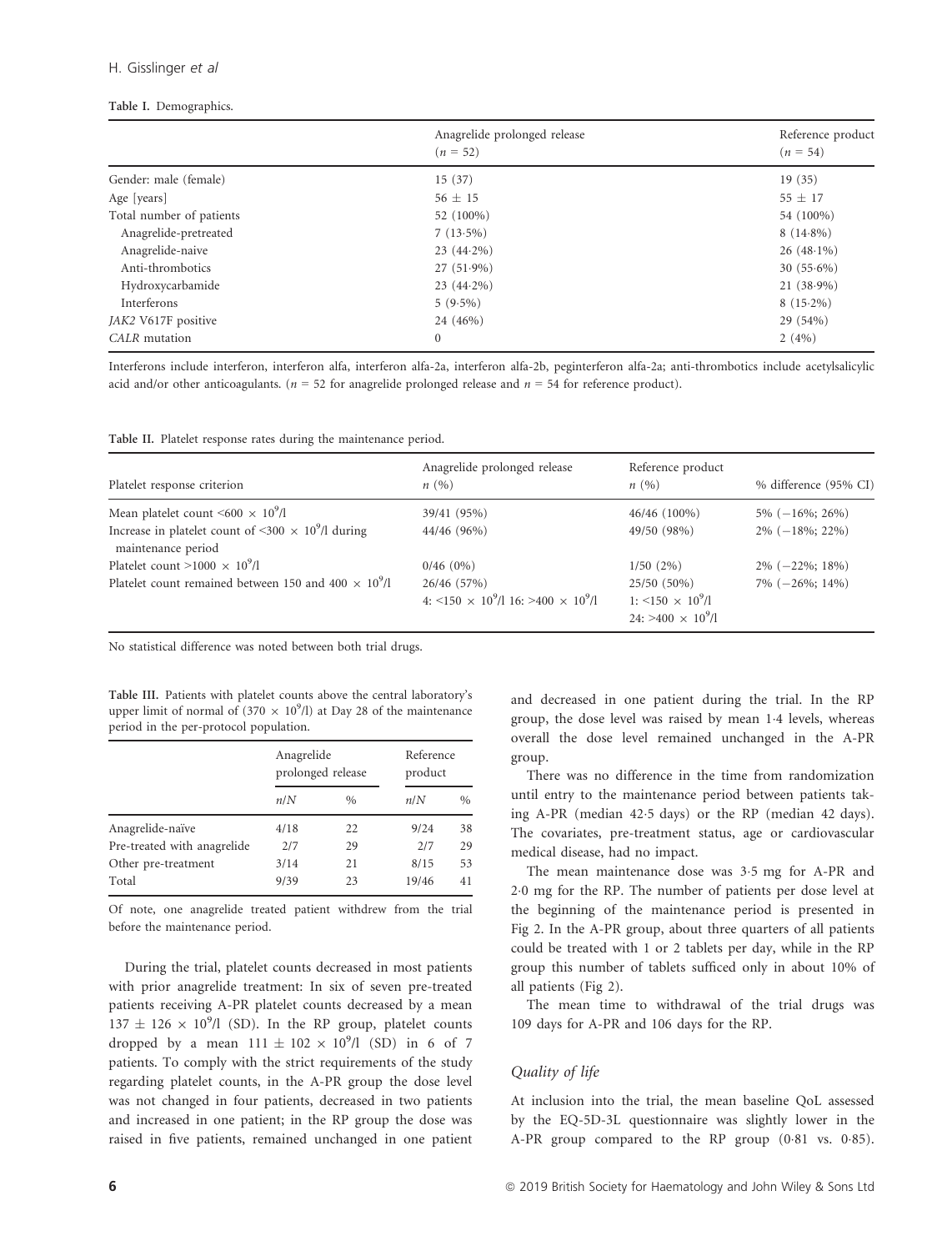Table I. Demographics.

| | Anagrelide prolonged release ($n$ = 52) | Reference product ($n$ = 54) |
|---|---|---|
| Gender: male (female) | 15 (37) | 19 (35) |
| Age [years] | 56 ± 15 | 55 ± 17 |
| Total number of patients | 52 (100%) | 54 (100%) |
| Anagrelide-pretreated | 7 (13·5%) | 8 (14·8%) |
| Anagrelide-naive | 23 (44·2%) | 26 (48·1%) |
| Anti-thrombotics | 27 (51·9%) | 30 (55·6%) |
| Hydroxycarbamide | 23 (44·2%) | 21 (38·9%) |
| Interferons | 5 (9·5%) | 8 (15·2%) |
| *JAK2* V617F positive | 24 (46%) | 29 (54%) |
| *CALR* mutation | 0 | 2 (4%) |

Interferons include interferon, interferon alfa, interferon alfa-2a, interferon alfa-2b, peginterferon alfa-2a; anti-thrombotics include acetylsalicylic acid and/or other anticoagulants. ($n$ = 52 for anagrelide prolonged release and $n$ = 54 for reference product).

Table II. Platelet response rates during the maintenance period.

| Platelet response criterion | Anagrelide prolonged release $n$ (%) | Reference product $n$ (%) | % difference (95% CI) |
|---|---|---|---|
| Mean platelet count <600 × $10^9$/l | 39/41 (95%) | 46/46 (100%) | 5% (−16%; 26%) |
| Increase in platelet count of <300 × $10^9$/l during maintenance period | 44/46 (96%) | 49/50 (98%) | 2% (−18%; 22%) |
| Platelet count >1000 × $10^9$/l | 0/46 (0%) | 1/50 (2%) | 2% (−22%; 18%) |
| Platelet count remained between 150 and 400 × $10^9$/l | 26/46 (57%) 4: <150 × $10^9$/l 16: >400 × $10^9$/l | 25/50 (50%) 1: <150 × $10^9$/l 24: >400 × $10^9$/l | 7% (−26%; 14%) |

No statistical difference was noted between both trial drugs.

Table III. Patients with platelet counts above the central laboratory's upper limit of normal of (370 × $10^9$/l) at Day 28 of the maintenance period in the per-protocol population.

| | Anagrelide prolonged release | | Reference product | |
|---|---|---|---|---|
| | $n/N$ | % | $n/N$ | % |
| Anagrelide-naïve | 4/18 | 22 | 9/24 | 38 |
| Pre-treated with anagrelide | 2/7 | 29 | 2/7 | 29 |
| Other pre-treatment | 3/14 | 21 | 8/15 | 53 |
| Total | 9/39 | 23 | 19/46 | 41 |

Of note, one anagrelide treated patient withdrew from the trial before the maintenance period.

During the trial, platelet counts decreased in most patients with prior anagrelide treatment: In six of seven pre-treated patients receiving A-PR platelet counts decreased by a mean 137 ± 126 × $10^9$/l (SD). In the RP group, platelet counts dropped by a mean 111 ± 102 × $10^9$/l (SD) in 6 of 7 patients. To comply with the strict requirements of the study regarding platelet counts, in the A-PR group the dose level was not changed in four patients, decreased in two patients and increased in one patient; in the RP group the dose was raised in five patients, remained unchanged in one patient and decreased in one patient during the trial. In the RP group, the dose level was raised by mean 1·4 levels, whereas overall the dose level remained unchanged in the A-PR group.

There was no difference in the time from randomization until entry to the maintenance period between patients taking A-PR (median 42·5 days) or the RP (median 42 days). The covariates, pre-treatment status, age or cardiovascular medical disease, had no impact.

The mean maintenance dose was 3·5 mg for A-PR and 2·0 mg for the RP. The number of patients per dose level at the beginning of the maintenance period is presented in Fig 2. In the A-PR group, about three quarters of all patients could be treated with 1 or 2 tablets per day, while in the RP group this number of tablets sufficed only in about 10% of all patients (Fig 2).

The mean time to withdrawal of the trial drugs was 109 days for A-PR and 106 days for the RP.

### Quality of life

At inclusion into the trial, the mean baseline QoL assessed by the EQ-5D-3L questionnaire was slightly lower in the A-PR group compared to the RP group (0·81 vs. 0·85).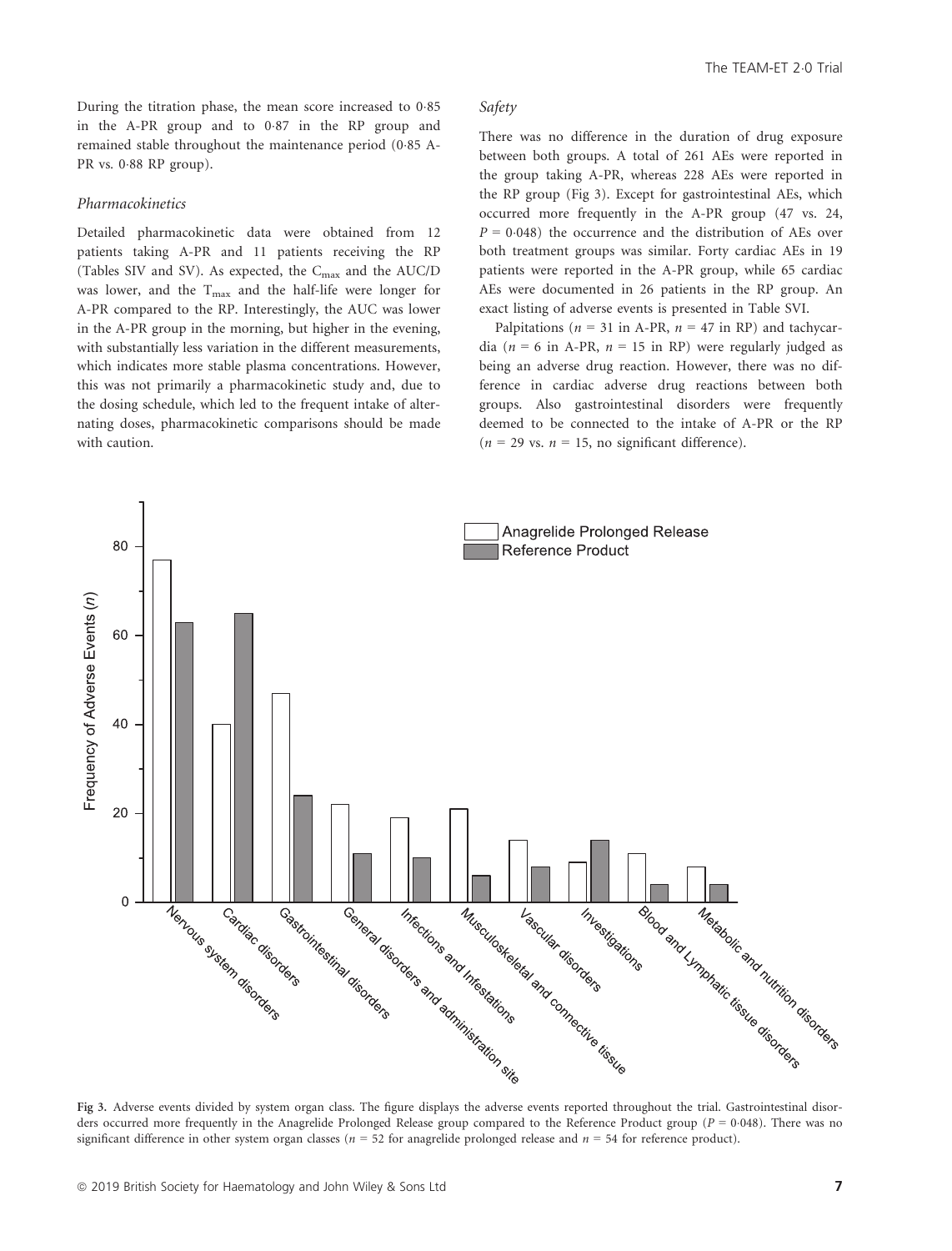During the titration phase, the mean score increased to 0·85 in the A-PR group and to 0·87 in the RP group and remained stable throughout the maintenance period (0·85 A-PR vs. 0·88 RP group).

### Pharmacokinetics

Detailed pharmacokinetic data were obtained from 12 patients taking A-PR and 11 patients receiving the RP (Tables SIV and SV). As expected, the $C_{max}$ and the AUC/D was lower, and the $T_{max}$ and the half-life were longer for A-PR compared to the RP. Interestingly, the AUC was lower in the A-PR group in the morning, but higher in the evening, with substantially less variation in the different measurements, which indicates more stable plasma concentrations. However, this was not primarily a pharmacokinetic study and, due to the dosing schedule, which led to the frequent intake of alternating doses, pharmacokinetic comparisons should be made with caution.

### Safety

There was no difference in the duration of drug exposure between both groups. A total of 261 AEs were reported in the group taking A-PR, whereas 228 AEs were reported in the RP group (Fig 3). Except for gastrointestinal AEs, which occurred more frequently in the A-PR group (47 vs. 24, $P = 0·048$) the occurrence and the distribution of AEs over both treatment groups was similar. Forty cardiac AEs in 19 patients were reported in the A-PR group, while 65 cardiac AEs were documented in 26 patients in the RP group. An exact listing of adverse events is presented in Table SVI.

Palpitations ($n = 31$ in A-PR, $n = 47$ in RP) and tachycardia ($n = 6$ in A-PR, $n = 15$ in RP) were regularly judged as being an adverse drug reaction. However, there was no difference in cardiac adverse drug reactions between both groups. Also gastrointestinal disorders were frequently deemed to be connected to the intake of A-PR or the RP ($n = 29$ vs. $n = 15$, no significant difference).

**Fig 3.** Adverse events divided by system organ class. The figure displays the adverse events reported throughout the trial. Gastrointestinal disorders occurred more frequently in the Anagrelide Prolonged Release group compared to the Reference Product group ($P = 0·048$). There was no significant difference in other system organ classes ($n = 52$ for anagrelide prolonged release and $n = 54$ for reference product).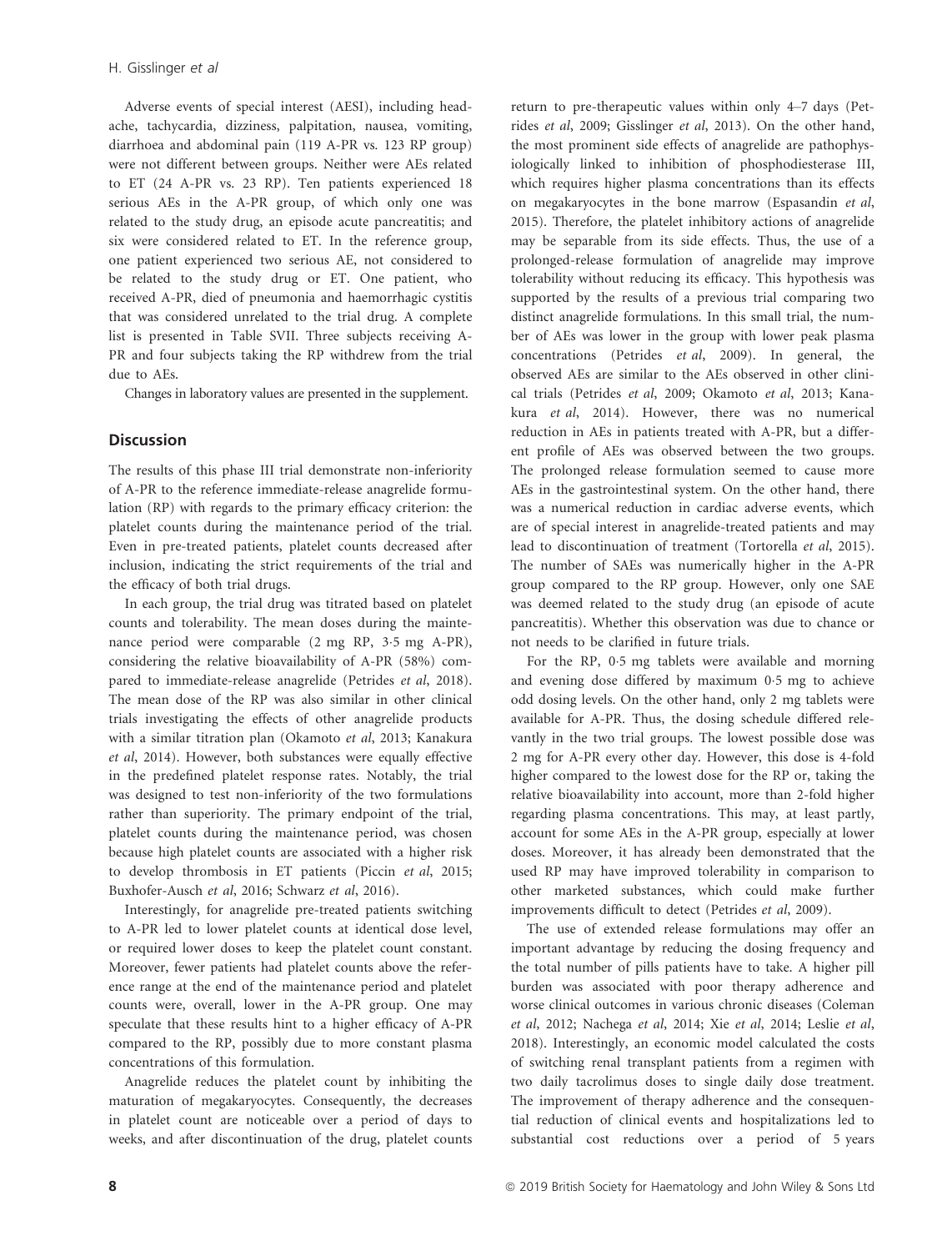Adverse events of special interest (AESI), including headache, tachycardia, dizziness, palpitation, nausea, vomiting, diarrhoea and abdominal pain (119 A-PR vs. 123 RP group) were not different between groups. Neither were AEs related to ET (24 A-PR vs. 23 RP). Ten patients experienced 18 serious AEs in the A-PR group, of which only one was related to the study drug, an episode acute pancreatitis; and six were considered related to ET. In the reference group, one patient experienced two serious AE, not considered to be related to the study drug or ET. One patient, who received A-PR, died of pneumonia and haemorrhagic cystitis that was considered unrelated to the trial drug. A complete list is presented in Table SVII. Three subjects receiving A-PR and four subjects taking the RP withdrew from the trial due to AEs.

Changes in laboratory values are presented in the supplement.

## Discussion

The results of this phase III trial demonstrate non-inferiority of A-PR to the reference immediate-release anagrelide formulation (RP) with regards to the primary efficacy criterion: the platelet counts during the maintenance period of the trial. Even in pre-treated patients, platelet counts decreased after inclusion, indicating the strict requirements of the trial and the efficacy of both trial drugs.

In each group, the trial drug was titrated based on platelet counts and tolerability. The mean doses during the maintenance period were comparable (2 mg RP, 3·5 mg A-PR), considering the relative bioavailability of A-PR (58%) compared to immediate-release anagrelide (Petrides *et al*, 2018). The mean dose of the RP was also similar in other clinical trials investigating the effects of other anagrelide products with a similar titration plan (Okamoto *et al*, 2013; Kanakura *et al*, 2014). However, both substances were equally effective in the predefined platelet response rates. Notably, the trial was designed to test non-inferiority of the two formulations rather than superiority. The primary endpoint of the trial, platelet counts during the maintenance period, was chosen because high platelet counts are associated with a higher risk to develop thrombosis in ET patients (Piccin *et al*, 2015; Buxhofer-Ausch *et al*, 2016; Schwarz *et al*, 2016).

Interestingly, for anagrelide pre-treated patients switching to A-PR led to lower platelet counts at identical dose level, or required lower doses to keep the platelet count constant. Moreover, fewer patients had platelet counts above the reference range at the end of the maintenance period and platelet counts were, overall, lower in the A-PR group. One may speculate that these results hint to a higher efficacy of A-PR compared to the RP, possibly due to more constant plasma concentrations of this formulation.

Anagrelide reduces the platelet count by inhibiting the maturation of megakaryocytes. Consequently, the decreases in platelet count are noticeable over a period of days to weeks, and after discontinuation of the drug, platelet counts return to pre-therapeutic values within only 4–7 days (Petrides *et al*, 2009; Gisslinger *et al*, 2013). On the other hand, the most prominent side effects of anagrelide are pathophysiologically linked to inhibition of phosphodiesterase III, which requires higher plasma concentrations than its effects on megakaryocytes in the bone marrow (Espasandin *et al*, 2015). Therefore, the platelet inhibitory actions of anagrelide may be separable from its side effects. Thus, the use of a prolonged-release formulation of anagrelide may improve tolerability without reducing its efficacy. This hypothesis was supported by the results of a previous trial comparing two distinct anagrelide formulations. In this small trial, the number of AEs was lower in the group with lower peak plasma concentrations (Petrides *et al*, 2009). In general, the observed AEs are similar to the AEs observed in other clinical trials (Petrides *et al*, 2009; Okamoto *et al*, 2013; Kanakura *et al*, 2014). However, there was no numerical reduction in AEs in patients treated with A-PR, but a different profile of AEs was observed between the two groups. The prolonged release formulation seemed to cause more AEs in the gastrointestinal system. On the other hand, there was a numerical reduction in cardiac adverse events, which are of special interest in anagrelide-treated patients and may lead to discontinuation of treatment (Tortorella *et al*, 2015). The number of SAEs was numerically higher in the A-PR group compared to the RP group. However, only one SAE was deemed related to the study drug (an episode of acute pancreatitis). Whether this observation was due to chance or not needs to be clarified in future trials.

For the RP, 0·5 mg tablets were available and morning and evening dose differed by maximum 0·5 mg to achieve odd dosing levels. On the other hand, only 2 mg tablets were available for A-PR. Thus, the dosing schedule differed relevantly in the two trial groups. The lowest possible dose was 2 mg for A-PR every other day. However, this dose is 4-fold higher compared to the lowest dose for the RP or, taking the relative bioavailability into account, more than 2-fold higher regarding plasma concentrations. This may, at least partly, account for some AEs in the A-PR group, especially at lower doses. Moreover, it has already been demonstrated that the used RP may have improved tolerability in comparison to other marketed substances, which could make further improvements difficult to detect (Petrides *et al*, 2009).

The use of extended release formulations may offer an important advantage by reducing the dosing frequency and the total number of pills patients have to take. A higher pill burden was associated with poor therapy adherence and worse clinical outcomes in various chronic diseases (Coleman *et al*, 2012; Nachega *et al*, 2014; Xie *et al*, 2014; Leslie *et al*, 2018). Interestingly, an economic model calculated the costs of switching renal transplant patients from a regimen with two daily tacrolimus doses to single daily dose treatment. The improvement of therapy adherence and the consequential reduction of clinical events and hospitalizations led to substantial cost reductions over a period of 5 years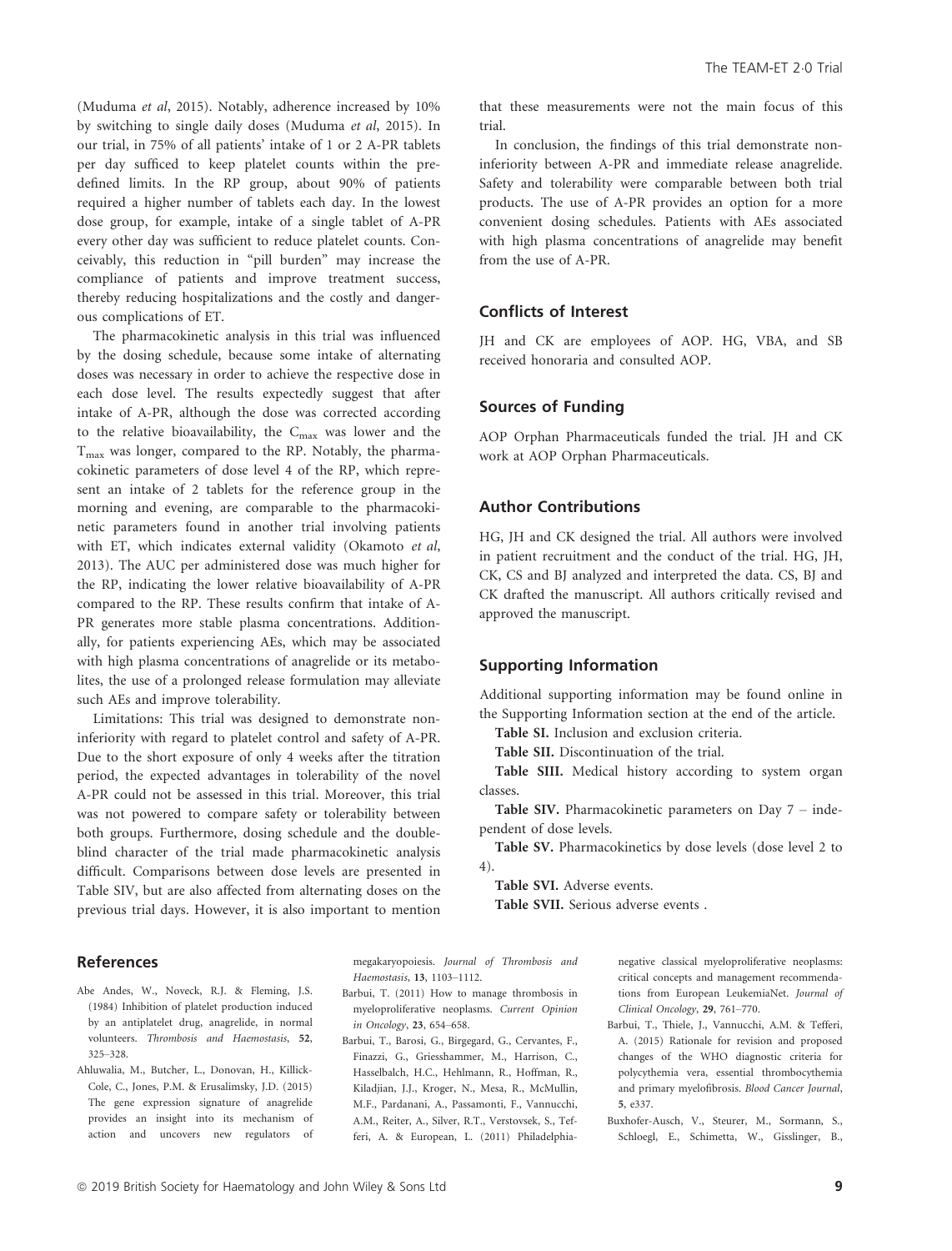(Muduma *et al*, 2015). Notably, adherence increased by 10% by switching to single daily doses (Muduma *et al*, 2015). In our trial, in 75% of all patients' intake of 1 or 2 A-PR tablets per day sufficed to keep platelet counts within the predefined limits. In the RP group, about 90% of patients required a higher number of tablets each day. In the lowest dose group, for example, intake of a single tablet of A-PR every other day was sufficient to reduce platelet counts. Conceivably, this reduction in "pill burden" may increase the compliance of patients and improve treatment success, thereby reducing hospitalizations and the costly and dangerous complications of ET.

The pharmacokinetic analysis in this trial was influenced by the dosing schedule, because some intake of alternating doses was necessary in order to achieve the respective dose in each dose level. The results expectedly suggest that after intake of A-PR, although the dose was corrected according to the relative bioavailability, the $C_{max}$ was lower and the $T_{max}$ was longer, compared to the RP. Notably, the pharmacokinetic parameters of dose level 4 of the RP, which represent an intake of 2 tablets for the reference group in the morning and evening, are comparable to the pharmacokinetic parameters found in another trial involving patients with ET, which indicates external validity (Okamoto *et al*, 2013). The AUC per administered dose was much higher for the RP, indicating the lower relative bioavailability of A-PR compared to the RP. These results confirm that intake of A-PR generates more stable plasma concentrations. Additionally, for patients experiencing AEs, which may be associated with high plasma concentrations of anagrelide or its metabolites, the use of a prolonged release formulation may alleviate such AEs and improve tolerability.

Limitations: This trial was designed to demonstrate non-inferiority with regard to platelet control and safety of A-PR. Due to the short exposure of only 4 weeks after the titration period, the expected advantages in tolerability of the novel A-PR could not be assessed in this trial. Moreover, this trial was not powered to compare safety or tolerability between both groups. Furthermore, dosing schedule and the double-blind character of the trial made pharmacokinetic analysis difficult. Comparisons between dose levels are presented in Table SIV, but are also affected from alternating doses on the previous trial days. However, it is also important to mention that these measurements were not the main focus of this trial.

In conclusion, the findings of this trial demonstrate non-inferiority between A-PR and immediate release anagrelide. Safety and tolerability were comparable between both trial products. The use of A-PR provides an option for a more convenient dosing schedules. Patients with AEs associated with high plasma concentrations of anagrelide may benefit from the use of A-PR.

## Conflicts of Interest

JH and CK are employees of AOP. HG, VBA, and SB received honoraria and consulted AOP.

## Sources of Funding

AOP Orphan Pharmaceuticals funded the trial. JH and CK work at AOP Orphan Pharmaceuticals.

## Author Contributions

HG, JH and CK designed the trial. All authors were involved in patient recruitment and the conduct of the trial. HG, JH, CK, CS and BJ analyzed and interpreted the data. CS, BJ and CK drafted the manuscript. All authors critically revised and approved the manuscript.

## Supporting Information

Additional supporting information may be found online in the Supporting Information section at the end of the article.

**Table SI.** Inclusion and exclusion criteria.

**Table SII.** Discontinuation of the trial.

**Table SIII.** Medical history according to system organ classes.

**Table SIV.** Pharmacokinetic parameters on Day 7 – independent of dose levels.

**Table SV.** Pharmacokinetics by dose levels (dose level 2 to 4).

**Table SVI.** Adverse events.

**Table SVII.** Serious adverse events .

## References

Abe Andes, W., Noveck, R.J. & Fleming, J.S. (1984) Inhibition of platelet production induced by an antiplatelet drug, anagrelide, in normal volunteers. *Thrombosis and Haemostasis*, **52**, 325–328.

Ahluwalia, M., Butcher, L., Donovan, H., Killick-Cole, C., Jones, P.M. & Erusalimsky, J.D. (2015) The gene expression signature of anagrelide provides an insight into its mechanism of action and uncovers new regulators of megakaryopoiesis. *Journal of Thrombosis and Haemostasis*, **13**, 1103–1112.

Barbui, T. (2011) How to manage thrombosis in myeloproliferative neoplasms. *Current Opinion in Oncology*, **23**, 654–658.

Barbui, T., Barosi, G., Birgegard, G., Cervantes, F., Finazzi, G., Griesshammer, M., Harrison, C., Hasselbalch, H.C., Hehlmann, R., Hoffman, R., Kiladjian, J.J., Kroger, N., Mesa, R., McMullin, M.F., Pardanani, A., Passamonti, F., Vannucchi, A.M., Reiter, A., Silver, R.T., Verstovsek, S., Tefferi, A. & European, L. (2011) Philadelphia-negative classical myeloproliferative neoplasms: critical concepts and management recommendations from European LeukemiaNet. *Journal of Clinical Oncology*, **29**, 761–770.

Barbui, T., Thiele, J., Vannucchi, A.M. & Tefferi, A. (2015) Rationale for revision and proposed changes of the WHO diagnostic criteria for polycythemia vera, essential thrombocythemia and primary myelofibrosis. *Blood Cancer Journal*, **5**, e337.

Buxhofer-Ausch, V., Steurer, M., Sormann, S., Schloegl, E., Schimetta, W., Gisslinger, B.,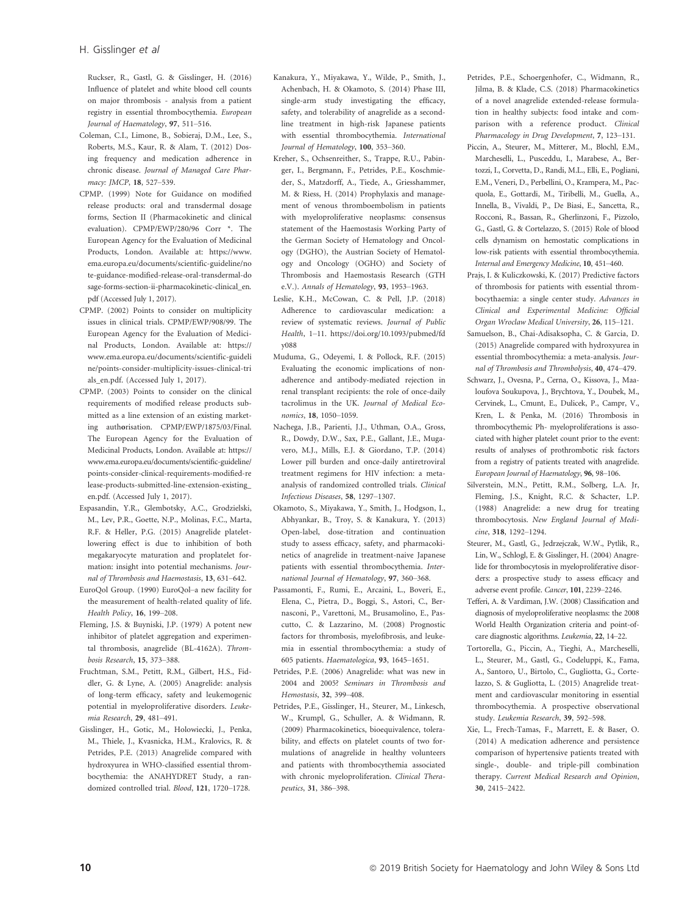Ruckser, R., Gastl, G. & Gisslinger, H. (2016) Influence of platelet and white blood cell counts on major thrombosis - analysis from a patient registry in essential thrombocythemia. *European Journal of Haematology*, **97**, 511–516.

Coleman, C.I., Limone, B., Sobieraj, D.M., Lee, S., Roberts, M.S., Kaur, R. & Alam, T. (2012) Dosing frequency and medication adherence in chronic disease. *Journal of Managed Care Pharmacy: JMCP*, **18**, 527–539.

CPMP. (1999) Note for Guidance on modified release products: oral and transdermal dosage forms, Section II (Pharmacokinetic and clinical evaluation). CPMP/EWP/280/96 Corr *. The European Agency for the Evaluation of Medicinal Products, London. Available at: https://www.ema.europa.eu/documents/scientific-guideline/note-guidance-modified-release-oral-transdermal-dosage-forms-section-ii-pharmacokinetic-clinical_en.pdf (Accessed July 1, 2017).

CPMP. (2002) Points to consider on multiplicity issues in clinical trials. CPMP/EWP/908/99. The European Agency for the Evaluation of Medicinal Products, London. Available at: https://www.ema.europa.eu/documents/scientific-guideline/points-consider-multiplicity-issues-clinical-trials_en.pdf. (Accessed July 1, 2017).

CPMP. (2003) Points to consider on the clinical requirements of modified release products submitted as a line extension of an existing marketing authorisation. CPMP/EWP/1875/03/Final. The European Agency for the Evaluation of Medicinal Products, London. Available at: https://www.ema.europa.eu/documents/scientific-guideline/points-consider-clinical-requirements-modified-release-products-submitted-line-extension-existing_en.pdf. (Accessed July 1, 2017).

Espasandin, Y.R., Glembotsky, A.C., Grodzielski, M., Lev, P.R., Goette, N.P., Molinas, F.C., Marta, R.F. & Heller, P.G. (2015) Anagrelide platelet-lowering effect is due to inhibition of both megakaryocyte maturation and proplatelet formation: insight into potential mechanisms. *Journal of Thrombosis and Haemostasis*, **13**, 631–642.

EuroQol Group. (1990) EuroQol–a new facility for the measurement of health-related quality of life. *Health Policy*, **16**, 199–208.

Fleming, J.S. & Buyniski, J.P. (1979) A potent new inhibitor of platelet aggregation and experimental thrombosis, anagrelide (BL-4162A). *Thrombosis Research*, **15**, 373–388.

Fruchtman, S.M., Petitt, R.M., Gilbert, H.S., Fiddler, G. & Lyne, A. (2005) Anagrelide: analysis of long-term efficacy, safety and leukemogenic potential in myeloproliferative disorders. *Leukemia Research*, **29**, 481–491.

Gisslinger, H., Gotic, M., Holowiecki, J., Penka, M., Thiele, J., Kvasnicka, H.M., Kralovics, R. & Petrides, P.E. (2013) Anagrelide compared with hydroxyurea in WHO-classified essential thrombocythemia: the ANAHYDRET Study, a randomized controlled trial. *Blood*, **121**, 1720–1728.

Kanakura, Y., Miyakawa, Y., Wilde, P., Smith, J., Achenbach, H. & Okamoto, S. (2014) Phase III, single-arm study investigating the efficacy, safety, and tolerability of anagrelide as a second-line treatment in high-risk Japanese patients with essential thrombocythemia. *International Journal of Hematology*, **100**, 353–360.

Kreher, S., Ochsenreither, S., Trappe, R.U., Pabinger, I., Bergmann, F., Petrides, P.E., Koschmieder, S., Matzdorff, A., Tiede, A., Griesshammer, M. & Riess, H. (2014) Prophylaxis and management of venous thromboembolism in patients with myeloproliferative neoplasms: consensus statement of the Haemostasis Working Party of the German Society of Hematology and Oncology (DGHO), the Austrian Society of Hematology and Oncology (OGHO) and Society of Thrombosis and Haemostasis Research (GTH e.V.). *Annals of Hematology*, **93**, 1953–1963.

Leslie, K.H., McCowan, C. & Pell, J.P. (2018) Adherence to cardiovascular medication: a review of systematic reviews. *Journal of Public Health*, 1–11. https://doi.org/10.1093/pubmed/fdy088

Muduma, G., Odeyemi, I. & Pollock, R.F. (2015) Evaluating the economic implications of non-adherence and antibody-mediated rejection in renal transplant recipients: the role of once-daily tacrolimus in the UK. *Journal of Medical Economics*, **18**, 1050–1059.

Nachega, J.B., Parienti, J.J., Uthman, O.A., Gross, R., Dowdy, D.W., Sax, P.E., Gallant, J.E., Mugavero, M.J., Mills, E.J. & Giordano, T.P. (2014) Lower pill burden and once-daily antiretroviral treatment regimens for HIV infection: a meta-analysis of randomized controlled trials. *Clinical Infectious Diseases*, **58**, 1297–1307.

Okamoto, S., Miyakawa, Y., Smith, J., Hodgson, I., Abhyankar, B., Troy, S. & Kanakura, Y. (2013) Open-label, dose-titration and continuation study to assess efficacy, safety, and pharmacokinetics of anagrelide in treatment-naive Japanese patients with essential thrombocythemia. *International Journal of Hematology*, **97**, 360–368.

Passamonti, F., Rumi, E., Arcaini, L., Boveri, E., Elena, C., Pietra, D., Boggi, S., Astori, C., Bernasconi, P., Varettoni, M., Brusamolino, E., Pascutto, C. & Lazzarino, M. (2008) Prognostic factors for thrombosis, myelofibrosis, and leukemia in essential thrombocythemia: a study of 605 patients. *Haematologica*, **93**, 1645–1651.

Petrides, P.E. (2006) Anagrelide: what was new in 2004 and 2005? *Seminars in Thrombosis and Hemostasis*, **32**, 399–408.

Petrides, P.E., Gisslinger, H., Steurer, M., Linkesch, W., Krumpl, G., Schuller, A. & Widmann, R. (2009) Pharmacokinetics, bioequivalence, tolerability, and effects on platelet counts of two formulations of anagrelide in healthy volunteers and patients with thrombocythemia associated with chronic myeloproliferation. *Clinical Therapeutics*, **31**, 386–398.

Petrides, P.E., Schoergenhofer, C., Widmann, R., Jilma, B. & Klade, C.S. (2018) Pharmacokinetics of a novel anagrelide extended-release formulation in healthy subjects: food intake and comparison with a reference product. *Clinical Pharmacology in Drug Development*, **7**, 123–131.

Piccin, A., Steurer, M., Mitterer, M., Blochl, E.M., Marcheselli, L., Pusceddu, I., Marabese, A., Bertozzi, I., Corvetta, D., Randi, M.L., Elli, E., Pogliani, E.M., Veneri, D., Perbellini, O., Krampera, M., Pacquola, E., Gottardi, M., Tiribelli, M., Guella, A., Innella, B., Vivaldi, P., De Biasi, E., Sancetta, R., Rocconi, R., Bassan, R., Gherlinzoni, F., Pizzolo, G., Gastl, G. & Cortelazzo, S. (2015) Role of blood cells dynamism on hemostatic complications in low-risk patients with essential thrombocythemia. *Internal and Emergency Medicine*, **10**, 451–460.

Prajs, I. & Kuliczkowski, K. (2017) Predictive factors of thrombosis for patients with essential thrombocythaemia: a single center study. *Advances in Clinical and Experimental Medicine: Official Organ Wroclaw Medical University*, **26**, 115–121.

Samuelson, B., Chai-Adisaksopha, C. & Garcia, D. (2015) Anagrelide compared with hydroxyurea in essential thrombocythemia: a meta-analysis. *Journal of Thrombosis and Thrombolysis*, **40**, 474–479.

Schwarz, J., Ovesna, P., Cerna, O., Kissova, J., Maaloufova Soukupova, J., Brychtova, Y., Doubek, M., Cervinek, L., Cmunt, E., Dulicek, P., Campr, V., Kren, L. & Penka, M. (2016) Thrombosis in thrombocythemic Ph- myeloproliferations is associated with higher platelet count prior to the event: results of analyses of prothrombotic risk factors from a registry of patients treated with anagrelide. *European Journal of Haematology*, **96**, 98–106.

Silverstein, M.N., Petitt, R.M., Solberg, L.A. Jr, Fleming, J.S., Knight, R.C. & Schacter, L.P. (1988) Anagrelide: a new drug for treating thrombocytosis. *New England Journal of Medicine*, **318**, 1292–1294.

Steurer, M., Gastl, G., Jedrzejczak, W.W., Pytlik, R., Lin, W., Schlogl, E. & Gisslinger, H. (2004) Anagrelide for thrombocytosis in myeloproliferative disorders: a prospective study to assess efficacy and adverse event profile. *Cancer*, **101**, 2239–2246.

Tefferi, A. & Vardiman, J.W. (2008) Classification and diagnosis of myeloproliferative neoplasms: the 2008 World Health Organization criteria and point-of-care diagnostic algorithms. *Leukemia*, **22**, 14–22.

Tortorella, G., Piccin, A., Tieghi, A., Marcheselli, L., Steurer, M., Gastl, G., Codeluppi, K., Fama, A., Santoro, U., Birtolo, C., Gugliotta, G., Cortelazzo, S. & Gugliotta, L. (2015) Anagrelide treatment and cardiovascular monitoring in essential thrombocythemia. A prospective observational study. *Leukemia Research*, **39**, 592–598.

Xie, L., Frech-Tamas, F., Marrett, E. & Baser, O. (2014) A medication adherence and persistence comparison of hypertensive patients treated with single-, double- and triple-pill combination therapy. *Current Medical Research and Opinion*, **30**, 2415–2422.